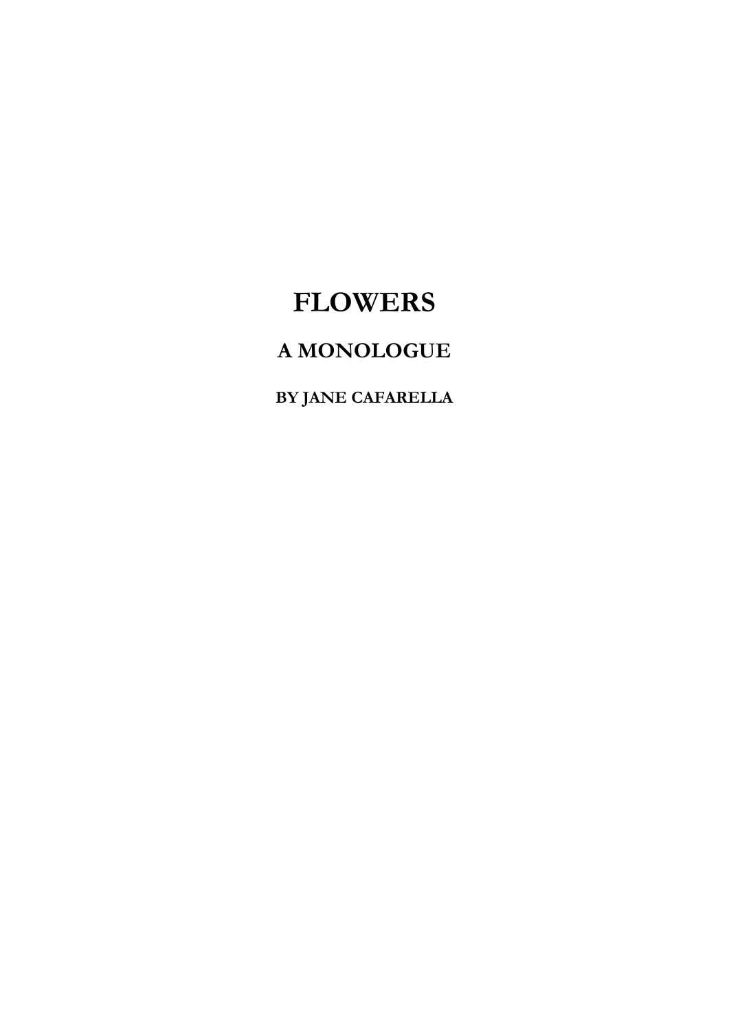# FLOWERS

## A MONOLOGUE

### BY JANE CAFARELLA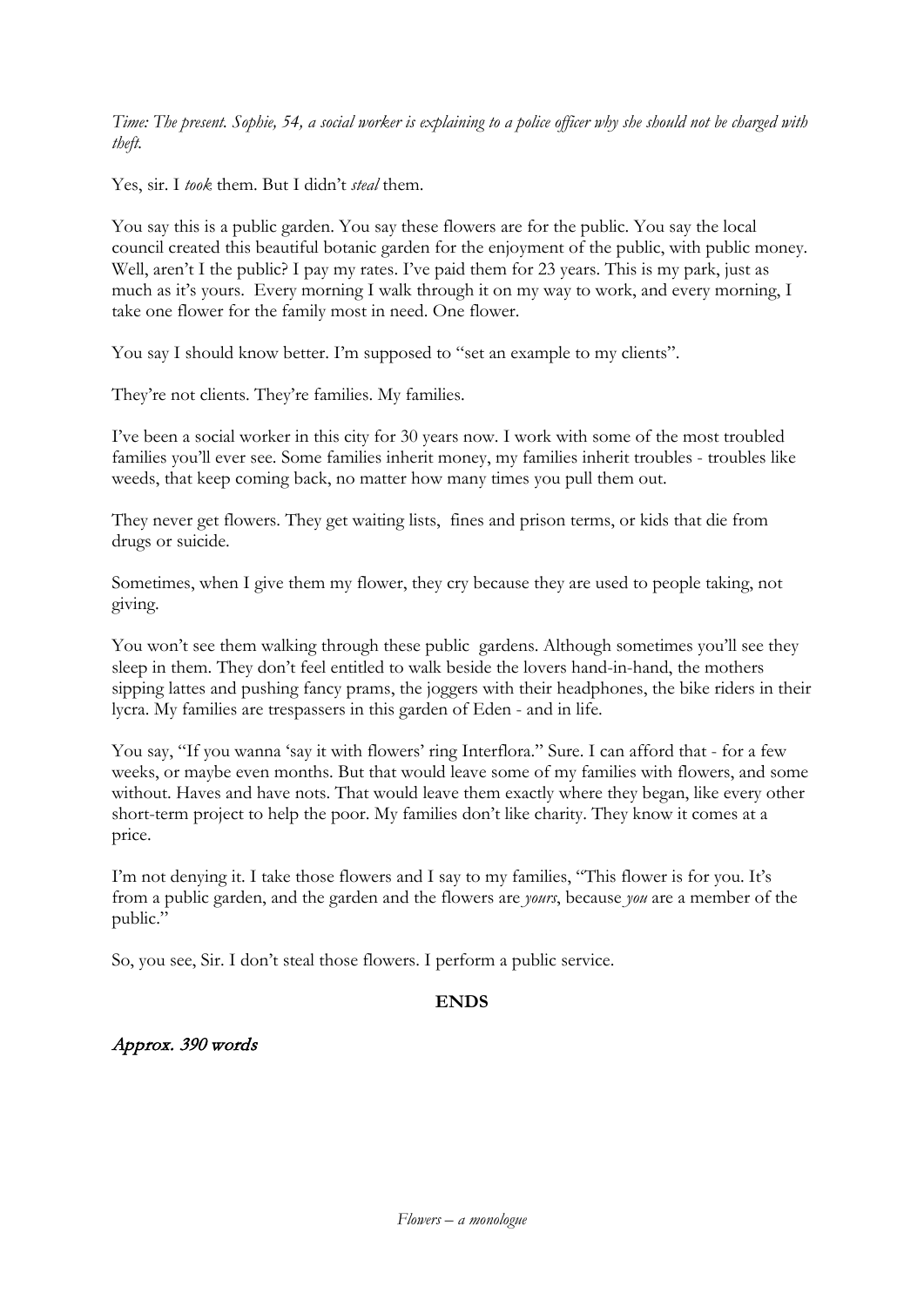*Time: The present. Sophie, 54, a social worker is explaining to a police officer why she should not be charged with theft.*

Yes, sir. I *took* them. But I didn't *steal* them.

You say this is a public garden. You say these flowers are for the public. You say the local council created this beautiful botanic garden for the enjoyment of the public, with public money. Well, aren't I the public? I pay my rates. I've paid them for 23 years. This is my park, just as much as it's yours. Every morning I walk through it on my way to work, and every morning, I take one flower for the family most in need. One flower.

You say I should know better. I'm supposed to "set an example to my clients".

They're not clients. They're families. My families.

I've been a social worker in this city for 30 years now. I work with some of the most troubled families you'll ever see. Some families inherit money, my families inherit troubles - troubles like weeds, that keep coming back, no matter how many times you pull them out.

They never get flowers. They get waiting lists, fines and prison terms, or kids that die from drugs or suicide.

Sometimes, when I give them my flower, they cry because they are used to people taking, not giving.

You won't see them walking through these public gardens. Although sometimes you'll see they sleep in them. They don't feel entitled to walk beside the lovers hand-in-hand, the mothers sipping lattes and pushing fancy prams, the joggers with their headphones, the bike riders in their lycra. My families are trespassers in this garden of Eden - and in life.

You say, "If you wanna 'say it with flowers' ring Interflora." Sure. I can afford that - for a few weeks, or maybe even months. But that would leave some of my families with flowers, and some without. Haves and have nots. That would leave them exactly where they began, like every other short-term project to help the poor. My families don't like charity. They know it comes at a price.

I'm not denying it. I take those flowers and I say to my families, "This flower is for you. It's from a public garden, and the garden and the flowers are *yours*, because *you* are a member of the public."

So, you see, Sir. I don't steal those flowers. I perform a public service.

**ENDS**

*Approx. 390 words*